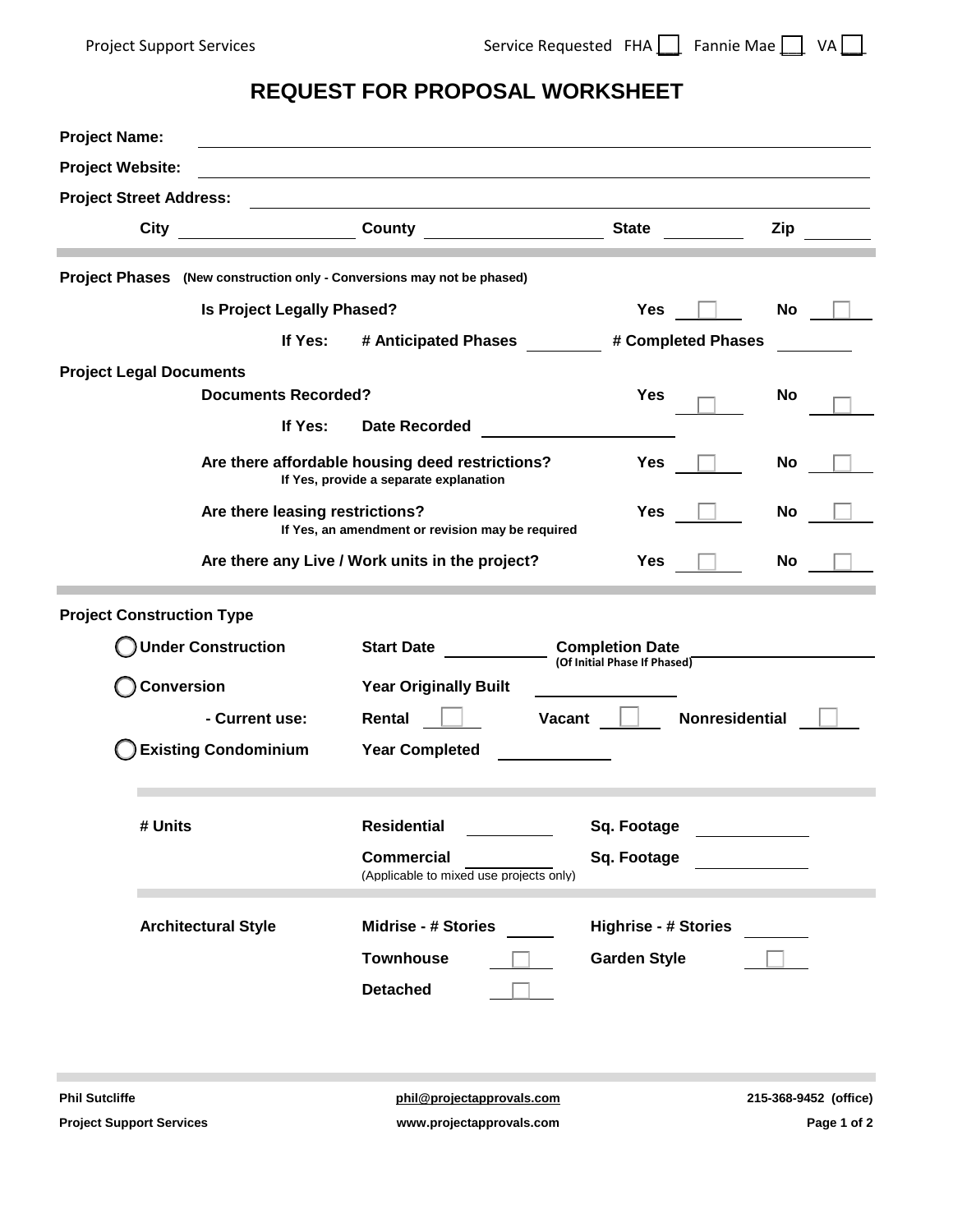Service Requested FHA ☐ Fannie Mae ☐ VA ☐

# REQUEST FOR PROPOSAL WORKSHEET

**Project Name:** ______________________________

**Project Website:** ______________________________

**Project Street Address:** ______________________________

**City** ____________ **County** ____________ **State** ________ **Zip** ________

---

**Project Phases** **(New construction only - Conversions may not be phased)**

**Is Project Legally Phased?** **Yes** ☐ **No** ☐

**If Yes:** **# Anticipated Phases** ________ **# Completed Phases** ________

**Project Legal Documents**

**Documents Recorded?** **Yes** ☐ **No** ☐

**If Yes:** **Date Recorded** ____________

**Are there affordable housing deed restrictions?** **Yes** ☐ **No** ☐
**If Yes, provide a separate explanation**

**Are there leasing restrictions?** **Yes** ☐ **No** ☐
**If Yes, an amendment or revision may be required**

**Are there any Live / Work units in the project?** **Yes** ☐ **No** ☐

---

**Project Construction Type**

◯ **Under Construction** **Start Date** ________ **Completion Date** **(Of Initial Phase If Phased)** ____________

◯ **Conversion** **Year Originally Built** ____________

**- Current use:** **Rental** ☐ **Vacant** ☐ **Nonresidential** ☐

◯ **Existing Condominium** **Year Completed** ____________

---

**# Units** **Residential** ________ **Sq. Footage** ________

**Commercial** ________ **Sq. Footage** ________
(Applicable to mixed use projects only)

---

**Architectural Style** **Midrise - # Stories** ______ **Highrise - # Stories** ______

**Townhouse** ☐ **Garden Style** ☐

**Detached** ☐

---

**Phil Sutcliffe** **phil@projectapprovals.com** **215-368-9452 (office)**

**Project Support Services** **www.projectapprovals.com**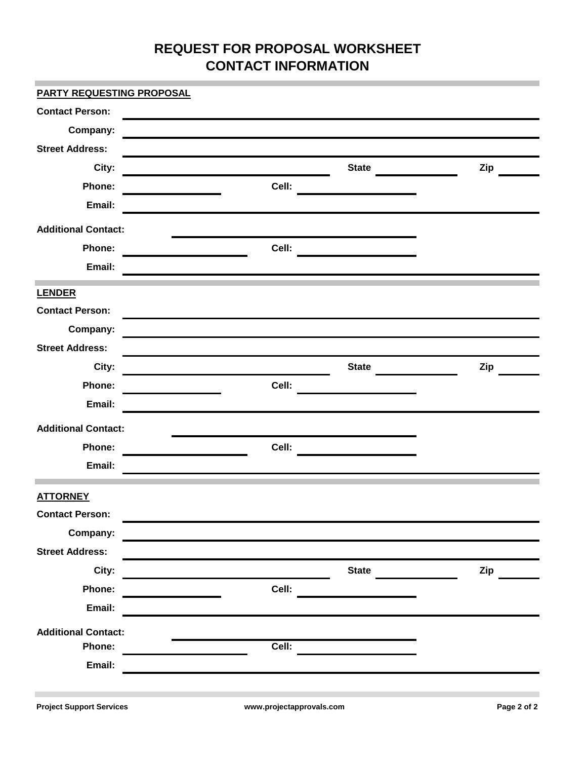# REQUEST FOR PROPOSAL WORKSHEET
# CONTACT INFORMATION

**PARTY REQUESTING PROPOSAL**

**Contact Person:** ____________________

**Company:** ____________________

**Street Address:** ____________________

**City:** ____________________ **State** __________ **Zip** ______

**Phone:** __________ **Cell:** __________

**Email:** ____________________

**Additional Contact:** ____________________

**Phone:** __________ **Cell:** __________

**Email:** ____________________

**LENDER**

**Contact Person:** ____________________

**Company:** ____________________

**Street Address:** ____________________

**City:** ____________________ **State** __________ **Zip** ______

**Phone:** __________ **Cell:** __________

**Email:** ____________________

**Additional Contact:** ____________________

**Phone:** __________ **Cell:** __________

**Email:** ____________________

**ATTORNEY**

**Contact Person:** ____________________

**Company:** ____________________

**Street Address:** ____________________

**City:** ____________________ **State** __________ **Zip** ______

**Phone:** __________ **Cell:** __________

**Email:** ____________________

**Additional Contact:** ____________________

**Phone:** __________ **Cell:** __________

**Email:** ____________________